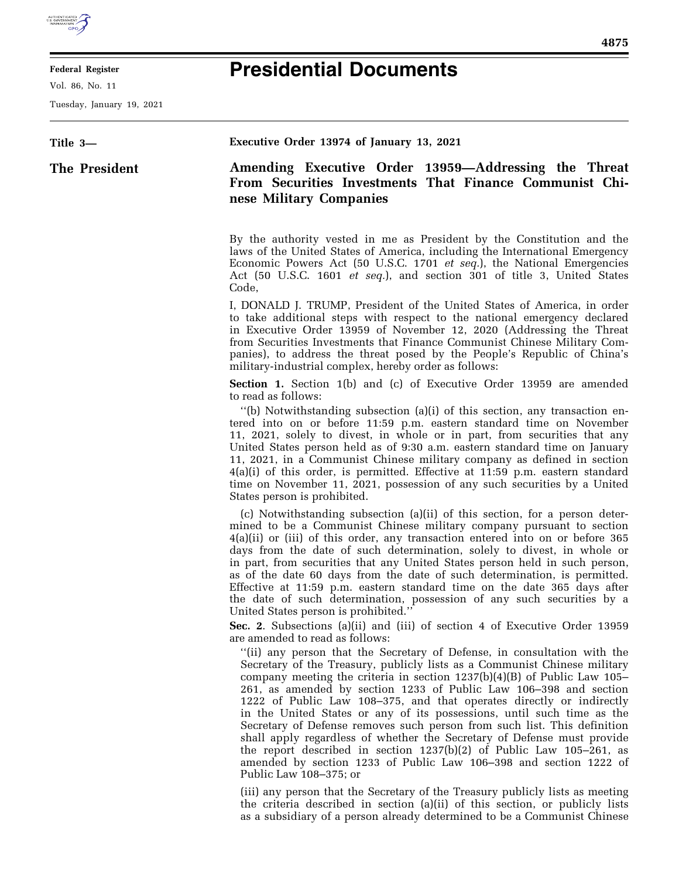# Presidential Documents

**Title 3—**

**The President**

**Executive Order 13974 of January 13, 2021**

## Amending Executive Order 13959—Addressing the Threat From Securities Investments That Finance Communist Chinese Military Companies

By the authority vested in me as President by the Constitution and the laws of the United States of America, including the International Emergency Economic Powers Act (50 U.S.C. 1701 *et seq.*), the National Emergencies Act (50 U.S.C. 1601 *et seq.*), and section 301 of title 3, United States Code,

I, DONALD J. TRUMP, President of the United States of America, in order to take additional steps with respect to the national emergency declared in Executive Order 13959 of November 12, 2020 (Addressing the Threat from Securities Investments that Finance Communist Chinese Military Companies), to address the threat posed by the People's Republic of China's military-industrial complex, hereby order as follows:

**Section 1.** Section 1(b) and (c) of Executive Order 13959 are amended to read as follows:

''(b) Notwithstanding subsection (a)(i) of this section, any transaction entered into on or before 11:59 p.m. eastern standard time on November 11, 2021, solely to divest, in whole or in part, from securities that any United States person held as of 9:30 a.m. eastern standard time on January 11, 2021, in a Communist Chinese military company as defined in section 4(a)(i) of this order, is permitted. Effective at 11:59 p.m. eastern standard time on November 11, 2021, possession of any such securities by a United States person is prohibited.

(c) Notwithstanding subsection (a)(ii) of this section, for a person determined to be a Communist Chinese military company pursuant to section 4(a)(ii) or (iii) of this order, any transaction entered into on or before 365 days from the date of such determination, solely to divest, in whole or in part, from securities that any United States person held in such person, as of the date 60 days from the date of such determination, is permitted. Effective at 11:59 p.m. eastern standard time on the date 365 days after the date of such determination, possession of any such securities by a United States person is prohibited.''

**Sec. 2**. Subsections (a)(ii) and (iii) of section 4 of Executive Order 13959 are amended to read as follows:

''(ii) any person that the Secretary of Defense, in consultation with the Secretary of the Treasury, publicly lists as a Communist Chinese military company meeting the criteria in section 1237(b)(4)(B) of Public Law 105–261, as amended by section 1233 of Public Law 106–398 and section 1222 of Public Law 108–375, and that operates directly or indirectly in the United States or any of its possessions, until such time as the Secretary of Defense removes such person from such list. This definition shall apply regardless of whether the Secretary of Defense must provide the report described in section 1237(b)(2) of Public Law 105–261, as amended by section 1233 of Public Law 106–398 and section 1222 of Public Law 108–375; or

(iii) any person that the Secretary of the Treasury publicly lists as meeting the criteria described in section (a)(ii) of this section, or publicly lists as a subsidiary of a person already determined to be a Communist Chinese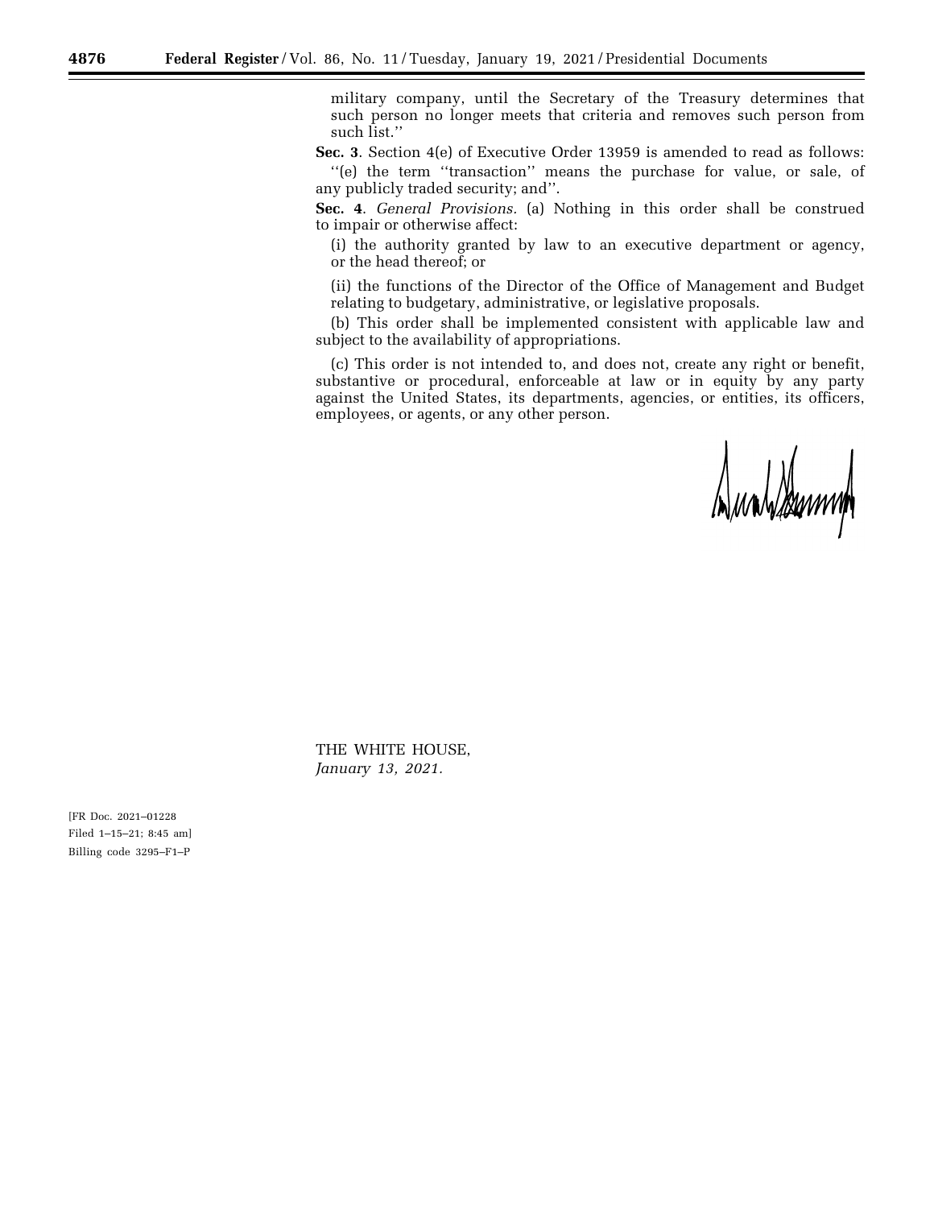military company, until the Secretary of the Treasury determines that such person no longer meets that criteria and removes such person from such list.''

**Sec. 3**. Section 4(e) of Executive Order 13959 is amended to read as follows:

''(e) the term ''transaction'' means the purchase for value, or sale, of any publicly traded security; and''.

**Sec. 4**. *General Provisions.* (a) Nothing in this order shall be construed to impair or otherwise affect:

(i) the authority granted by law to an executive department or agency, or the head thereof; or

(ii) the functions of the Director of the Office of Management and Budget relating to budgetary, administrative, or legislative proposals.

(b) This order shall be implemented consistent with applicable law and subject to the availability of appropriations.

(c) This order is not intended to, and does not, create any right or benefit, substantive or procedural, enforceable at law or in equity by any party against the United States, its departments, agencies, or entities, its officers, employees, or agents, or any other person.

THE WHITE HOUSE,
*January 13, 2021.*

[FR Doc. 2021–01228
Filed 1–15–21; 8:45 am]
Billing code 3295–F1–P